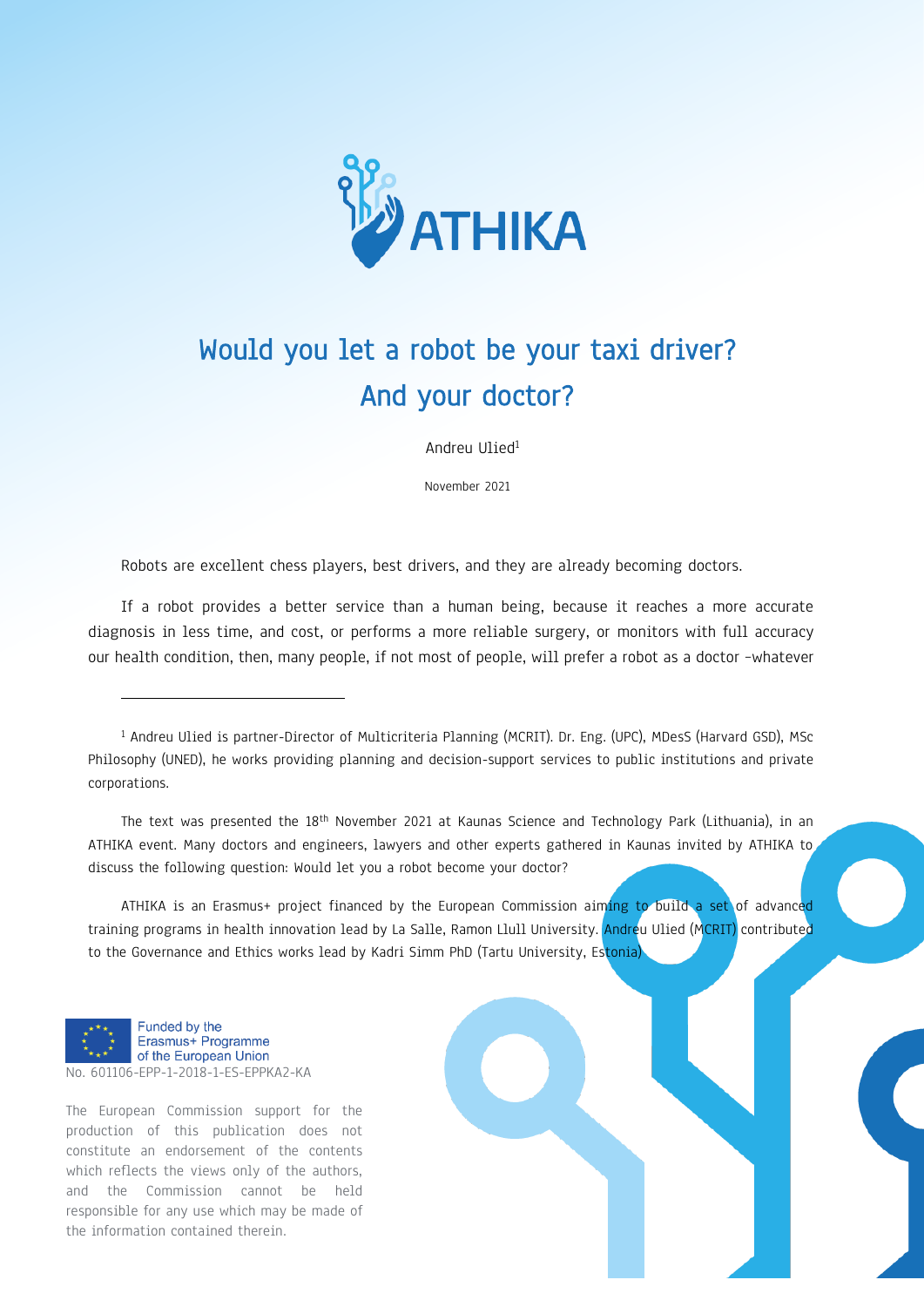ATHIKA

# Would you let a robot be your taxi driver? And your doctor?

Andreu Ulied[1]

November 2021

Robots are excellent chess players, best drivers, and they are already becoming doctors.

If a robot provides a better service than a human being, because it reaches a more accurate diagnosis in less time, and cost, or performs a more reliable surgery, or monitors with full accuracy our health condition, then, many people, if not most of people, will prefer a robot as a doctor –whatever

---

[1] Andreu Ulied is partner-Director of Multicriteria Planning (MCRIT). Dr. Eng. (UPC), MDesS (Harvard GSD), MSc Philosophy (UNED), he works providing planning and decision-support services to public institutions and private corporations.

The text was presented the 18th November 2021 at Kaunas Science and Technology Park (Lithuania), in an ATHIKA event. Many doctors and engineers, lawyers and other experts gathered in Kaunas invited by ATHIKA to discuss the following question: Would let you a robot become your doctor?

ATHIKA is an Erasmus+ project financed by the European Commission aiming to build a set of advanced training programs in health innovation lead by La Salle, Ramon Llull University. Andreu Ulied (MCRIT) contributed to the Governance and Ethics works lead by Kadri Simm PhD (Tartu University, Estonia)

Funded by the Erasmus+ Programme of the European Union
No. 601106-EPP-1-2018-1-ES-EPPKA2-KA

The European Commission support for the production of this publication does not constitute an endorsement of the contents which reflects the views only of the authors, and the Commission cannot be held responsible for any use which may be made of the information contained therein.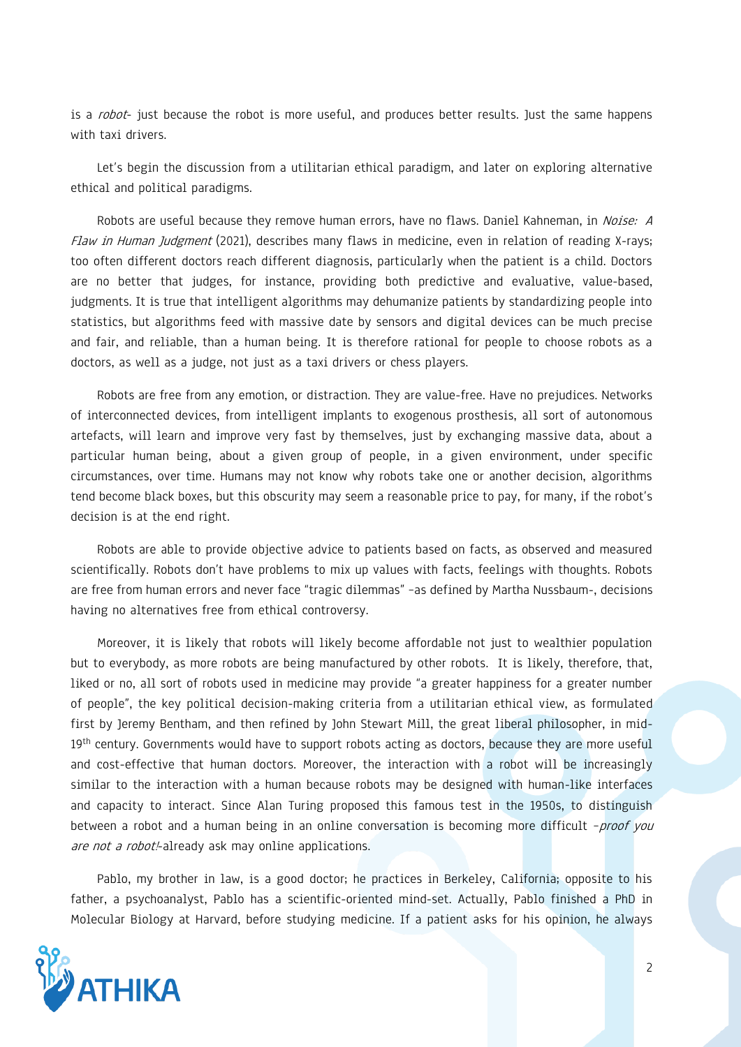is a *robot*- just because the robot is more useful, and produces better results. Just the same happens with taxi drivers.

Let's begin the discussion from a utilitarian ethical paradigm, and later on exploring alternative ethical and political paradigms.

Robots are useful because they remove human errors, have no flaws. Daniel Kahneman, in *Noise: A Flaw in Human Judgment* (2021), describes many flaws in medicine, even in relation of reading X-rays; too often different doctors reach different diagnosis, particularly when the patient is a child. Doctors are no better that judges, for instance, providing both predictive and evaluative, value-based, judgments. It is true that intelligent algorithms may dehumanize patients by standardizing people into statistics, but algorithms feed with massive date by sensors and digital devices can be much precise and fair, and reliable, than a human being. It is therefore rational for people to choose robots as a doctors, as well as a judge, not just as a taxi drivers or chess players.

Robots are free from any emotion, or distraction. They are value-free. Have no prejudices. Networks of interconnected devices, from intelligent implants to exogenous prosthesis, all sort of autonomous artefacts, will learn and improve very fast by themselves, just by exchanging massive data, about a particular human being, about a given group of people, in a given environment, under specific circumstances, over time. Humans may not know why robots take one or another decision, algorithms tend become black boxes, but this obscurity may seem a reasonable price to pay, for many, if the robot's decision is at the end right.

Robots are able to provide objective advice to patients based on facts, as observed and measured scientifically. Robots don't have problems to mix up values with facts, feelings with thoughts. Robots are free from human errors and never face "tragic dilemmas" –as defined by Martha Nussbaum-, decisions having no alternatives free from ethical controversy.

Moreover, it is likely that robots will likely become affordable not just to wealthier population but to everybody, as more robots are being manufactured by other robots. It is likely, therefore, that, liked or no, all sort of robots used in medicine may provide "a greater happiness for a greater number of people", the key political decision-making criteria from a utilitarian ethical view, as formulated first by Jeremy Bentham, and then refined by John Stewart Mill, the great liberal philosopher, in mid-19th century. Governments would have to support robots acting as doctors, because they are more useful and cost-effective that human doctors. Moreover, the interaction with a robot will be increasingly similar to the interaction with a human because robots may be designed with human-like interfaces and capacity to interact. Since Alan Turing proposed this famous test in the 1950s, to distinguish between a robot and a human being in an online conversation is becoming more difficult –*proof you are not a robot!*-already ask may online applications.

Pablo, my brother in law, is a good doctor; he practices in Berkeley, California; opposite to his father, a psychoanalyst, Pablo has a scientific-oriented mind-set. Actually, Pablo finished a PhD in Molecular Biology at Harvard, before studying medicine. If a patient asks for his opinion, he always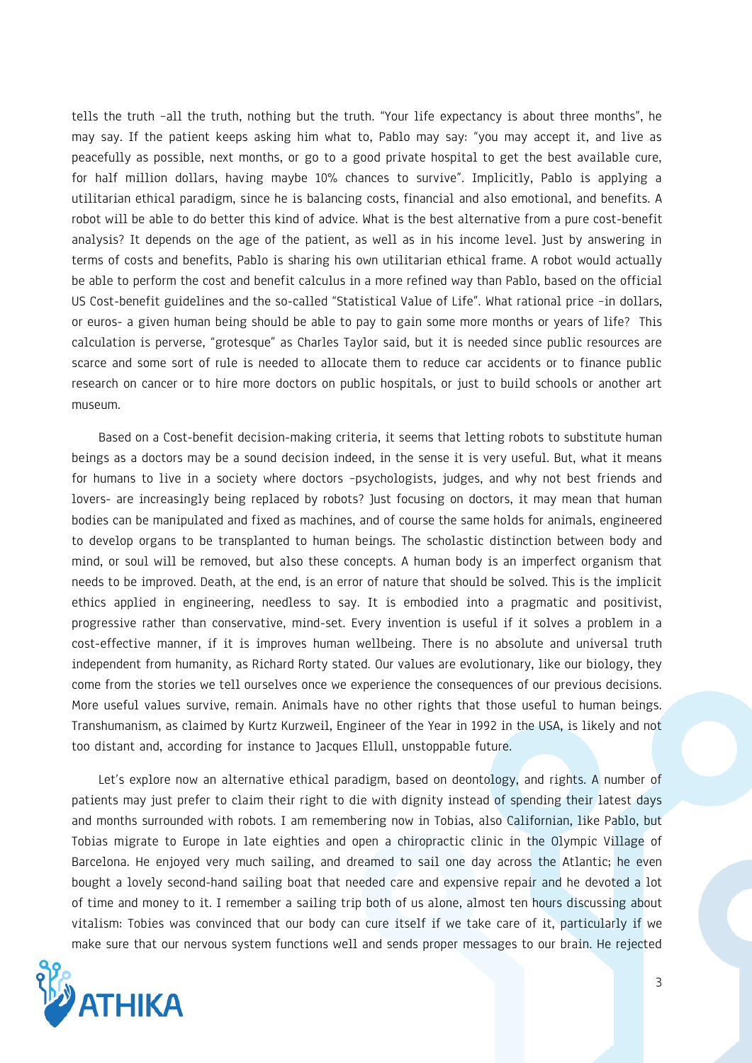tells the truth –all the truth, nothing but the truth. "Your life expectancy is about three months", he may say. If the patient keeps asking him what to, Pablo may say: "you may accept it, and live as peacefully as possible, next months, or go to a good private hospital to get the best available cure, for half million dollars, having maybe 10% chances to survive". Implicitly, Pablo is applying a utilitarian ethical paradigm, since he is balancing costs, financial and also emotional, and benefits. A robot will be able to do better this kind of advice. What is the best alternative from a pure cost-benefit analysis? It depends on the age of the patient, as well as in his income level. Just by answering in terms of costs and benefits, Pablo is sharing his own utilitarian ethical frame. A robot would actually be able to perform the cost and benefit calculus in a more refined way than Pablo, based on the official US Cost-benefit guidelines and the so-called "Statistical Value of Life". What rational price –in dollars, or euros- a given human being should be able to pay to gain some more months or years of life? This calculation is perverse, "grotesque" as Charles Taylor said, but it is needed since public resources are scarce and some sort of rule is needed to allocate them to reduce car accidents or to finance public research on cancer or to hire more doctors on public hospitals, or just to build schools or another art museum.

Based on a Cost-benefit decision-making criteria, it seems that letting robots to substitute human beings as a doctors may be a sound decision indeed, in the sense it is very useful. But, what it means for humans to live in a society where doctors –psychologists, judges, and why not best friends and lovers- are increasingly being replaced by robots? Just focusing on doctors, it may mean that human bodies can be manipulated and fixed as machines, and of course the same holds for animals, engineered to develop organs to be transplanted to human beings. The scholastic distinction between body and mind, or soul will be removed, but also these concepts. A human body is an imperfect organism that needs to be improved. Death, at the end, is an error of nature that should be solved. This is the implicit ethics applied in engineering, needless to say. It is embodied into a pragmatic and positivist, progressive rather than conservative, mind-set. Every invention is useful if it solves a problem in a cost-effective manner, if it is improves human wellbeing. There is no absolute and universal truth independent from humanity, as Richard Rorty stated. Our values are evolutionary, like our biology, they come from the stories we tell ourselves once we experience the consequences of our previous decisions. More useful values survive, remain. Animals have no other rights that those useful to human beings. Transhumanism, as claimed by Kurtz Kurzweil, Engineer of the Year in 1992 in the USA, is likely and not too distant and, according for instance to Jacques Ellull, unstoppable future.

Let's explore now an alternative ethical paradigm, based on deontology, and rights. A number of patients may just prefer to claim their right to die with dignity instead of spending their latest days and months surrounded with robots. I am remembering now in Tobias, also Californian, like Pablo, but Tobias migrate to Europe in late eighties and open a chiropractic clinic in the Olympic Village of Barcelona. He enjoyed very much sailing, and dreamed to sail one day across the Atlantic; he even bought a lovely second-hand sailing boat that needed care and expensive repair and he devoted a lot of time and money to it. I remember a sailing trip both of us alone, almost ten hours discussing about vitalism: Tobies was convinced that our body can cure itself if we take care of it, particularly if we make sure that our nervous system functions well and sends proper messages to our brain. He rejected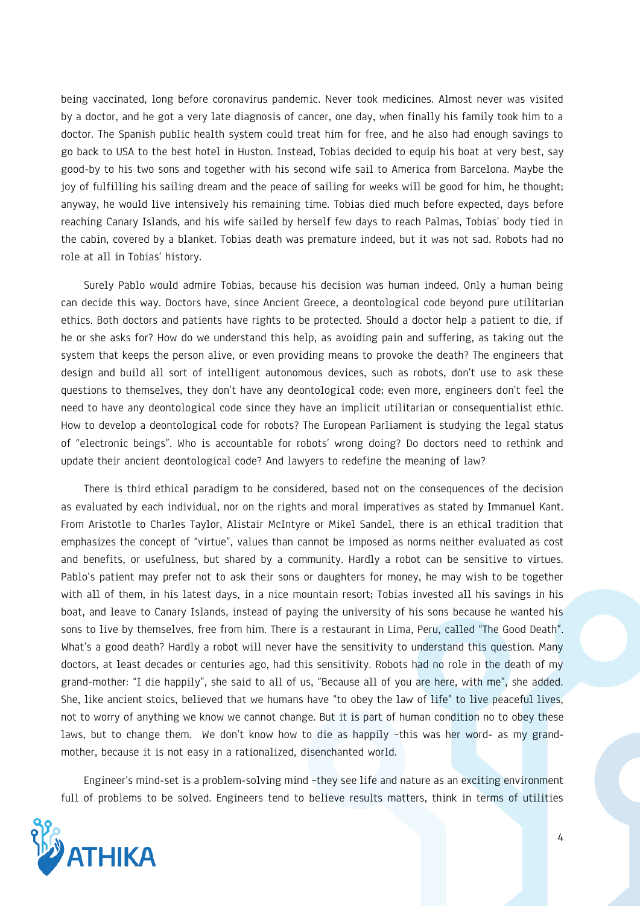being vaccinated, long before coronavirus pandemic. Never took medicines. Almost never was visited by a doctor, and he got a very late diagnosis of cancer, one day, when finally his family took him to a doctor. The Spanish public health system could treat him for free, and he also had enough savings to go back to USA to the best hotel in Huston. Instead, Tobias decided to equip his boat at very best, say good-by to his two sons and together with his second wife sail to America from Barcelona. Maybe the joy of fulfilling his sailing dream and the peace of sailing for weeks will be good for him, he thought; anyway, he would live intensively his remaining time. Tobias died much before expected, days before reaching Canary Islands, and his wife sailed by herself few days to reach Palmas, Tobias' body tied in the cabin, covered by a blanket. Tobias death was premature indeed, but it was not sad. Robots had no role at all in Tobias' history.

Surely Pablo would admire Tobias, because his decision was human indeed. Only a human being can decide this way. Doctors have, since Ancient Greece, a deontological code beyond pure utilitarian ethics. Both doctors and patients have rights to be protected. Should a doctor help a patient to die, if he or she asks for? How do we understand this help, as avoiding pain and suffering, as taking out the system that keeps the person alive, or even providing means to provoke the death? The engineers that design and build all sort of intelligent autonomous devices, such as robots, don't use to ask these questions to themselves, they don't have any deontological code; even more, engineers don't feel the need to have any deontological code since they have an implicit utilitarian or consequentialist ethic. How to develop a deontological code for robots? The European Parliament is studying the legal status of "electronic beings". Who is accountable for robots' wrong doing? Do doctors need to rethink and update their ancient deontological code? And lawyers to redefine the meaning of law?

There is third ethical paradigm to be considered, based not on the consequences of the decision as evaluated by each individual, nor on the rights and moral imperatives as stated by Immanuel Kant. From Aristotle to Charles Taylor, Alistair McIntyre or Mikel Sandel, there is an ethical tradition that emphasizes the concept of "virtue", values than cannot be imposed as norms neither evaluated as cost and benefits, or usefulness, but shared by a community. Hardly a robot can be sensitive to virtues. Pablo's patient may prefer not to ask their sons or daughters for money, he may wish to be together with all of them, in his latest days, in a nice mountain resort; Tobias invested all his savings in his boat, and leave to Canary Islands, instead of paying the university of his sons because he wanted his sons to live by themselves, free from him. There is a restaurant in Lima, Peru, called "The Good Death". What's a good death? Hardly a robot will never have the sensitivity to understand this question. Many doctors, at least decades or centuries ago, had this sensitivity. Robots had no role in the death of my grand-mother: "I die happily", she said to all of us, "Because all of you are here, with me", she added. She, like ancient stoics, believed that we humans have "to obey the law of life" to live peaceful lives, not to worry of anything we know we cannot change. But it is part of human condition no to obey these laws, but to change them. We don't know how to die as happily –this was her word- as my grand-mother, because it is not easy in a rationalized, disenchanted world.

Engineer's mind-set is a problem-solving mind –they see life and nature as an exciting environment full of problems to be solved. Engineers tend to believe results matters, think in terms of utilities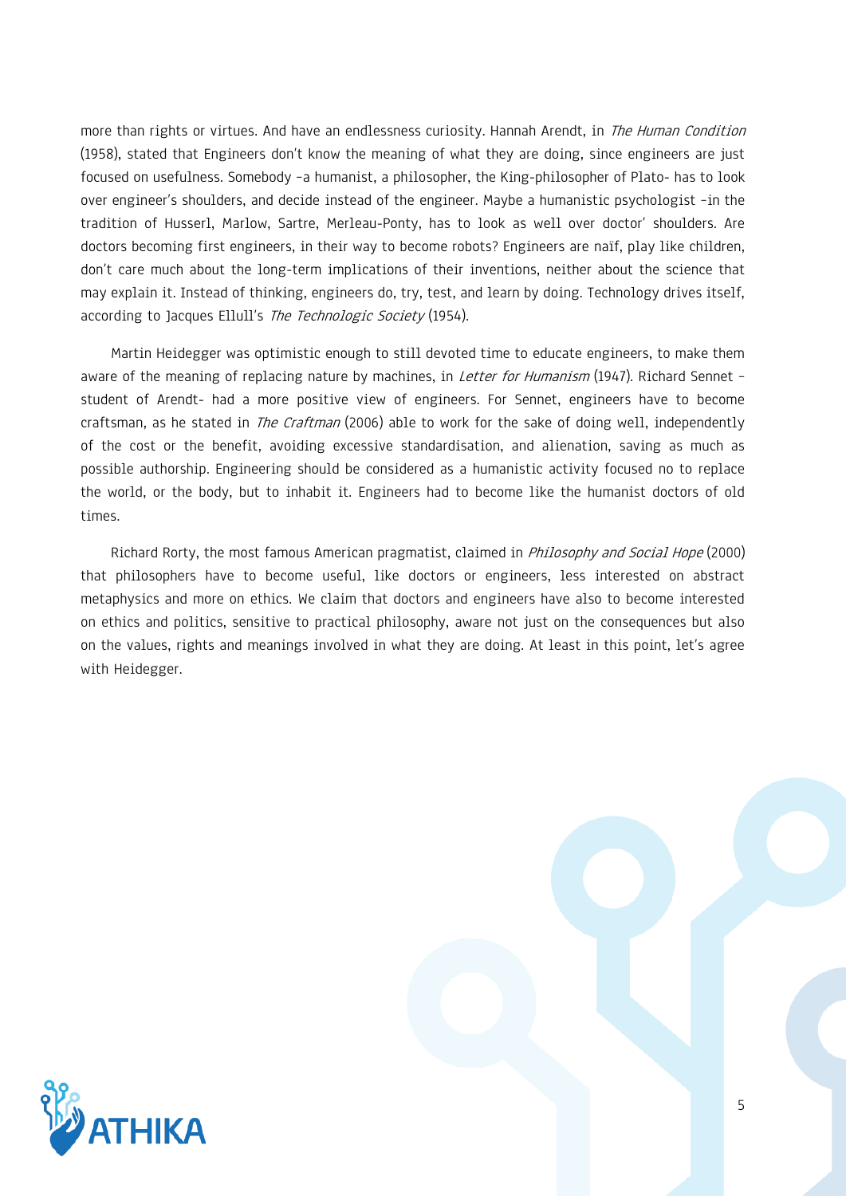more than rights or virtues. And have an endlessness curiosity. Hannah Arendt, in *The Human Condition* (1958), stated that Engineers don't know the meaning of what they are doing, since engineers are just focused on usefulness. Somebody –a humanist, a philosopher, the King-philosopher of Plato- has to look over engineer's shoulders, and decide instead of the engineer. Maybe a humanistic psychologist –in the tradition of Husserl, Marlow, Sartre, Merleau-Ponty, has to look as well over doctor' shoulders. Are doctors becoming first engineers, in their way to become robots? Engineers are naïf, play like children, don't care much about the long-term implications of their inventions, neither about the science that may explain it. Instead of thinking, engineers do, try, test, and learn by doing. Technology drives itself, according to Jacques Ellull's *The Technologic Society* (1954).

Martin Heidegger was optimistic enough to still devoted time to educate engineers, to make them aware of the meaning of replacing nature by machines, in *Letter for Humanism* (1947). Richard Sennet – student of Arendt- had a more positive view of engineers. For Sennet, engineers have to become craftsman, as he stated in *The Craftman* (2006) able to work for the sake of doing well, independently of the cost or the benefit, avoiding excessive standardisation, and alienation, saving as much as possible authorship. Engineering should be considered as a humanistic activity focused no to replace the world, or the body, but to inhabit it. Engineers had to become like the humanist doctors of old times.

Richard Rorty, the most famous American pragmatist, claimed in *Philosophy and Social Hope* (2000) that philosophers have to become useful, like doctors or engineers, less interested on abstract metaphysics and more on ethics. We claim that doctors and engineers have also to become interested on ethics and politics, sensitive to practical philosophy, aware not just on the consequences but also on the values, rights and meanings involved in what they are doing. At least in this point, let's agree with Heidegger.